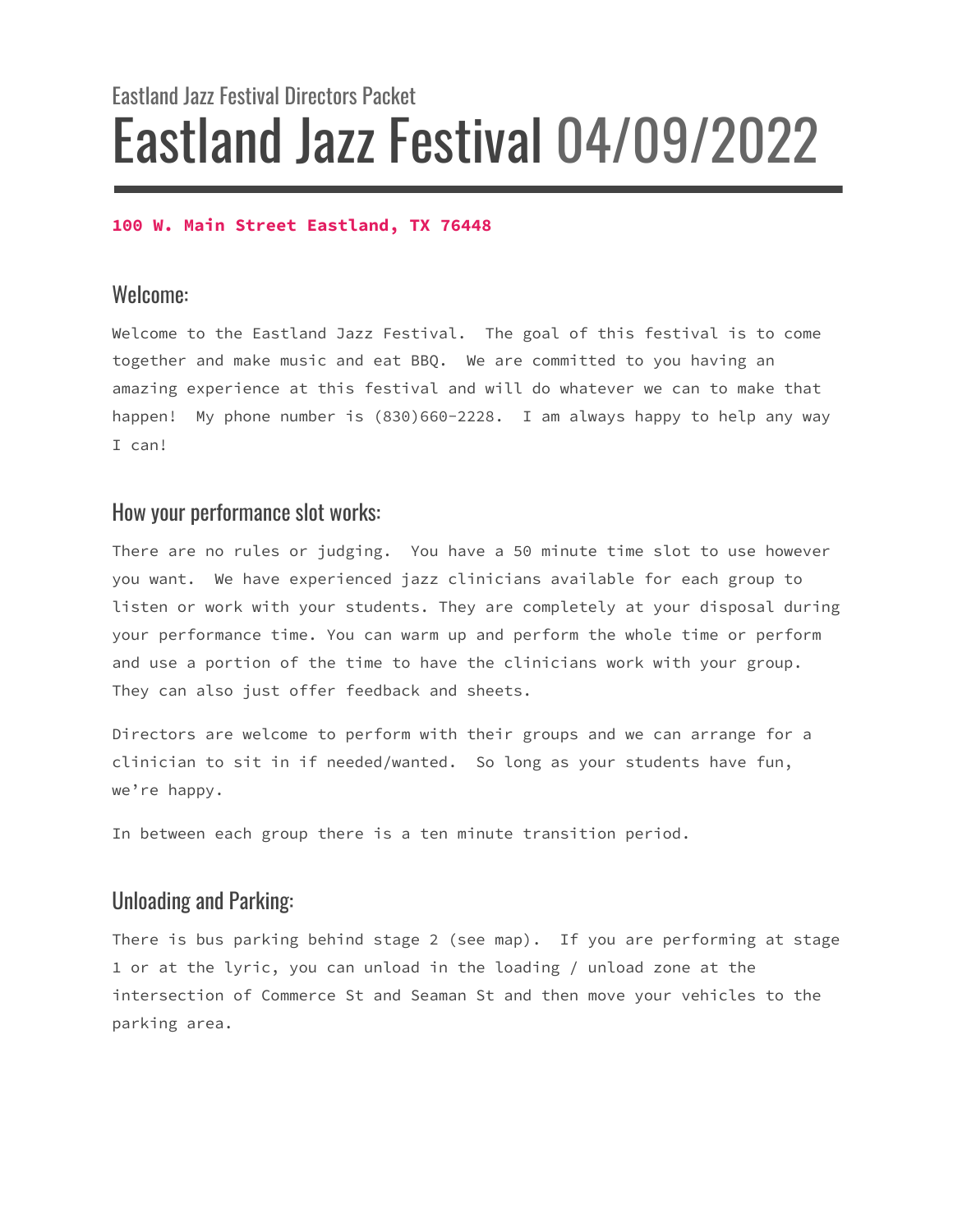Eastland Jazz Festival Directors Packet

# Eastland Jazz Festival 04/09/2022

**100 W. Main Street Eastland, TX 76448**

## Welcome:

Welcome to the Eastland Jazz Festival. The goal of this festival is to come together and make music and eat BBQ. We are committed to you having an amazing experience at this festival and will do whatever we can to make that happen! My phone number is (830)660-2228. I am always happy to help any way I can!

## How your performance slot works:

There are no rules or judging. You have a 50 minute time slot to use however you want. We have experienced jazz clinicians available for each group to listen or work with your students. They are completely at your disposal during your performance time. You can warm up and perform the whole time or perform and use a portion of the time to have the clinicians work with your group. They can also just offer feedback and sheets.

Directors are welcome to perform with their groups and we can arrange for a clinician to sit in if needed/wanted. So long as your students have fun, we're happy.

In between each group there is a ten minute transition period.

## Unloading and Parking:

There is bus parking behind stage 2 (see map). If you are performing at stage 1 or at the lyric, you can unload in the loading / unload zone at the intersection of Commerce St and Seaman St and then move your vehicles to the parking area.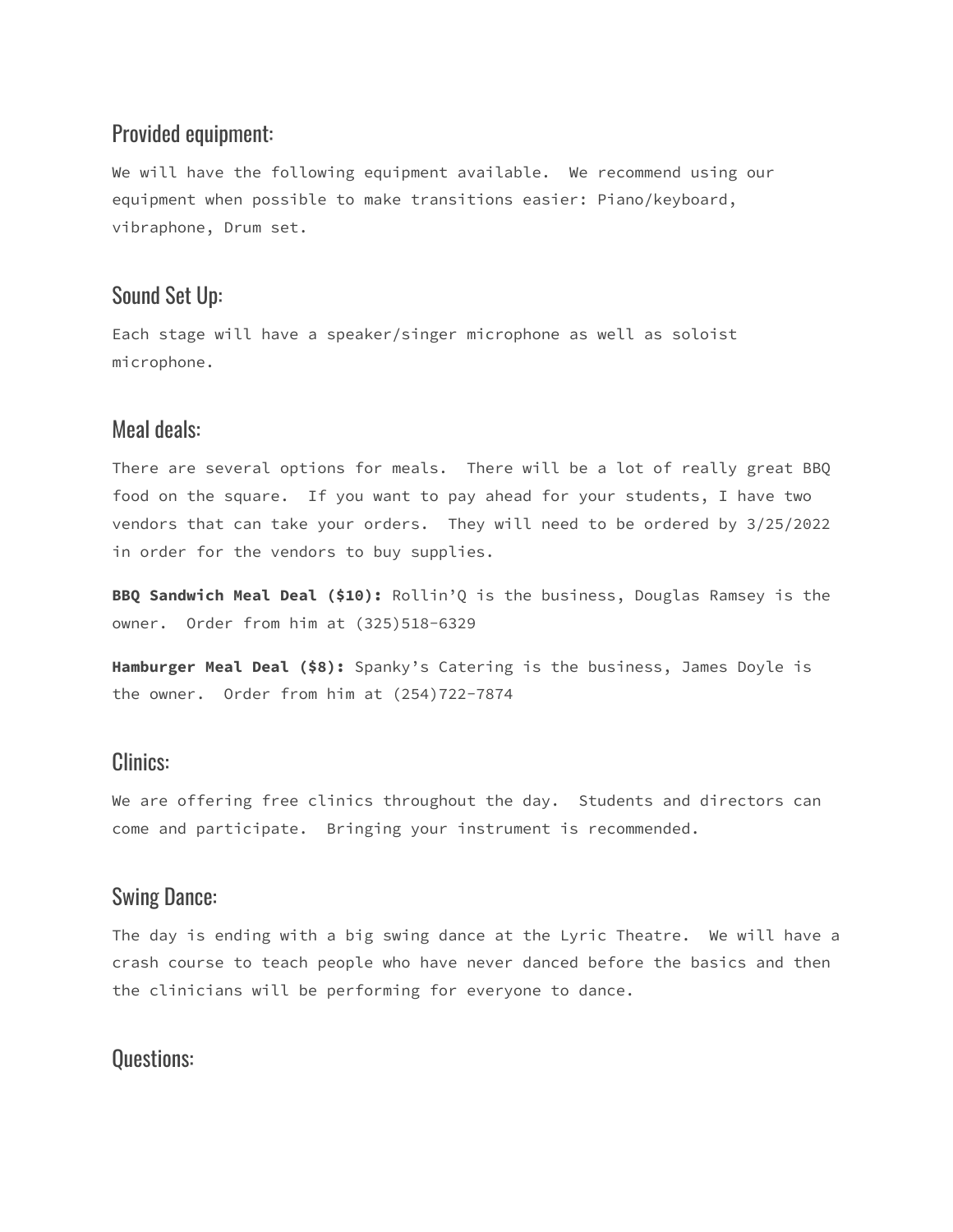## Provided equipment:

We will have the following equipment available. We recommend using our equipment when possible to make transitions easier: Piano/keyboard, vibraphone, Drum set.

## Sound Set Up:

Each stage will have a speaker/singer microphone as well as soloist microphone.

## Meal deals:

There are several options for meals. There will be a lot of really great BBQ food on the square. If you want to pay ahead for your students, I have two vendors that can take your orders. They will need to be ordered by 3/25/2022 in order for the vendors to buy supplies.

**BBQ Sandwich Meal Deal ($10):** Rollin'Q is the business, Douglas Ramsey is the owner. Order from him at (325)518-6329

**Hamburger Meal Deal ($8):** Spanky's Catering is the business, James Doyle is the owner. Order from him at (254)722-7874

## Clinics:

We are offering free clinics throughout the day. Students and directors can come and participate. Bringing your instrument is recommended.

## Swing Dance:

The day is ending with a big swing dance at the Lyric Theatre. We will have a crash course to teach people who have never danced before the basics and then the clinicians will be performing for everyone to dance.

## Questions: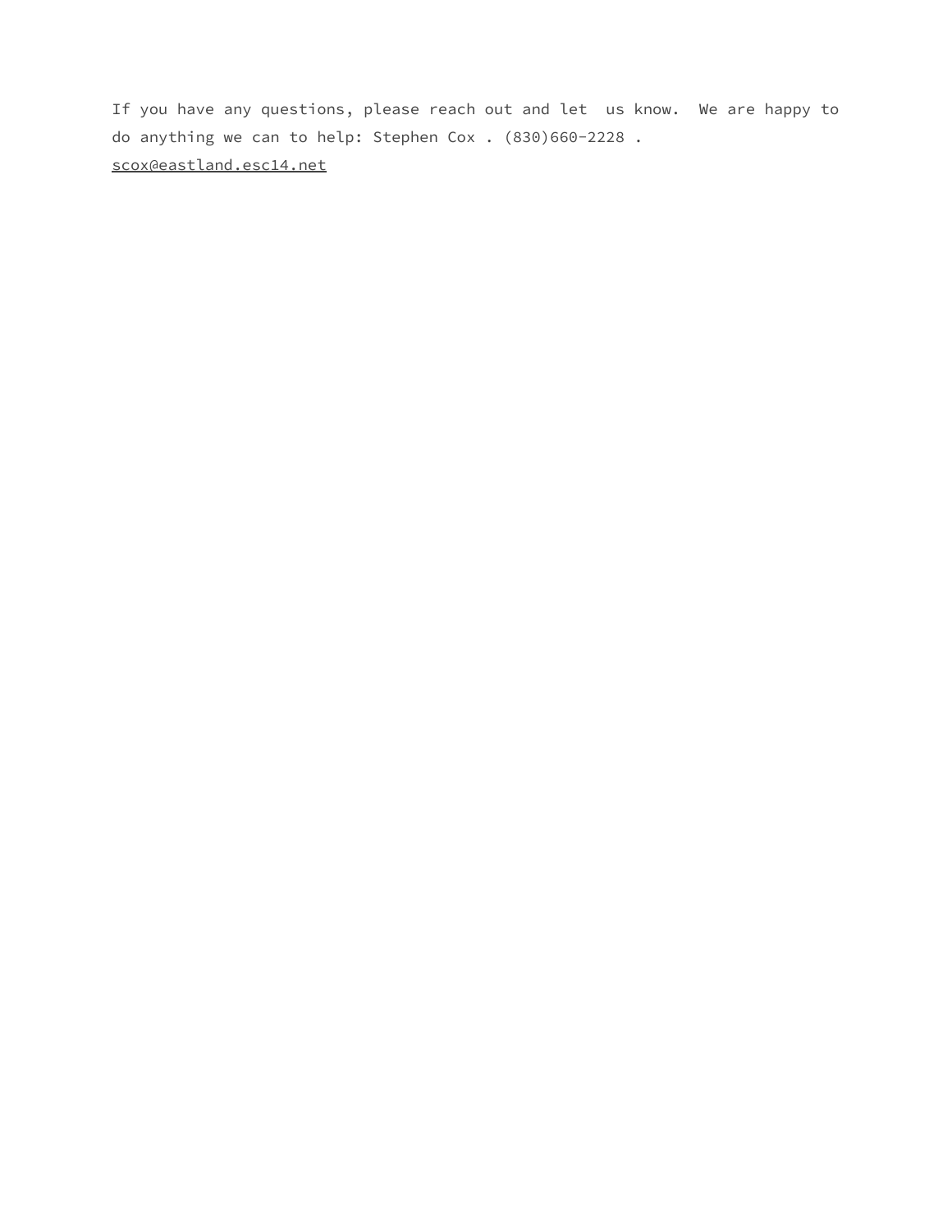If you have any questions, please reach out and let us know. We are happy to do anything we can to help: Stephen Cox . (830)660-2228 . scox@eastland.esc14.net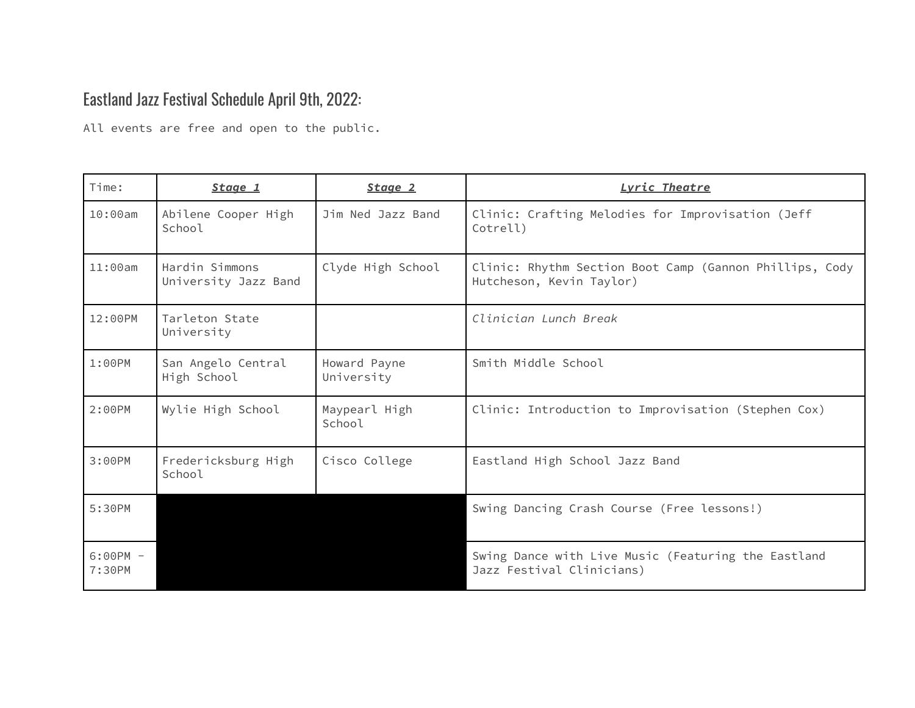## Eastland Jazz Festival Schedule April 9th, 2022:

All events are free and open to the public.

| Time: | ***Stage 1*** | ***Stage 2*** | ***Lyric Theatre*** |
|---|---|---|---|
| 10:00am | Abilene Cooper High School | Jim Ned Jazz Band | Clinic: Crafting Melodies for Improvisation (Jeff Cotrell) |
| 11:00am | Hardin Simmons University Jazz Band | Clyde High School | Clinic: Rhythm Section Boot Camp (Gannon Phillips, Cody Hutcheson, Kevin Taylor) |
| 12:00PM | Tarleton State University | | *Clinician Lunch Break* |
| 1:00PM | San Angelo Central High School | Howard Payne University | Smith Middle School |
| 2:00PM | Wylie High School | Maypearl High School | Clinic: Introduction to Improvisation (Stephen Cox) |
| 3:00PM | Fredericksburg High School | Cisco College | Eastland High School Jazz Band |
| 5:30PM | | | Swing Dancing Crash Course (Free lessons!) |
| 6:00PM - 7:30PM | | | Swing Dance with Live Music (Featuring the Eastland Jazz Festival Clinicians) |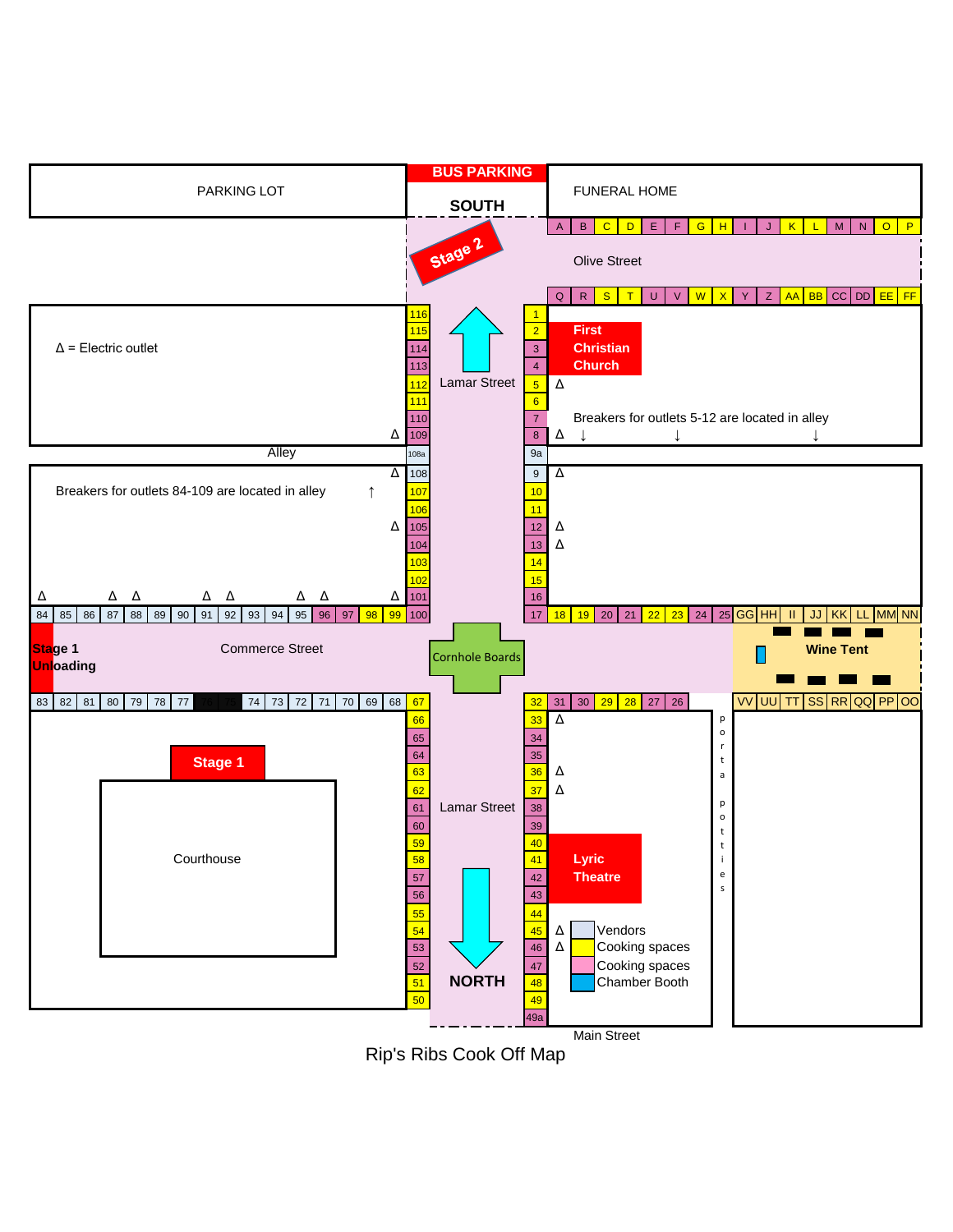BUS PARKING

SOUTH

PARKING LOT

FUNERAL HOME

A B C D E F G H I J K L M N O P

Stage 2

Olive Street

Q R S T U V W X Y Z AA BB CC DD EE FF

Δ = Electric outlet

116 115 114 113 112 111 110 109

Lamar Street

1 2 3 4 5 6 7 8

First Christian Church

Breakers for outlets 5-12 are located in alley

Alley

108a

9a

108 107 106 105 104 103 102 101 100

9 10 11 12 13 14 15 16 17

Breakers for outlets 84-109 are located in alley

84 85 86 87 88 89 90 91 92 93 94 95 96 97 98 99

18 19 20 21 22 23 24 25 GG HH II JJ KK LL MM NN

Stage 1 Unloading

Commerce Street

Cornhole Boards

Wine Tent

83 82 81 80 79 78 77 76 75 74 73 72 71 70 69 68 67

32 31 30 29 28 27 26

VV UU TT SS RR QQ PP OO

66 65 64 63 62 61 60 59 58 57 56 55 54 53 52 51 50

Stage 1

Courthouse

Lamar Street

33 34 35 36 37 38 39 40 41 42 43 44 45 46 47 48 49 49a

Lyric Theatre

porta potties

Vendors

Cooking spaces

Cooking spaces

Chamber Booth

NORTH

Main Street

Rip's Ribs Cook Off Map